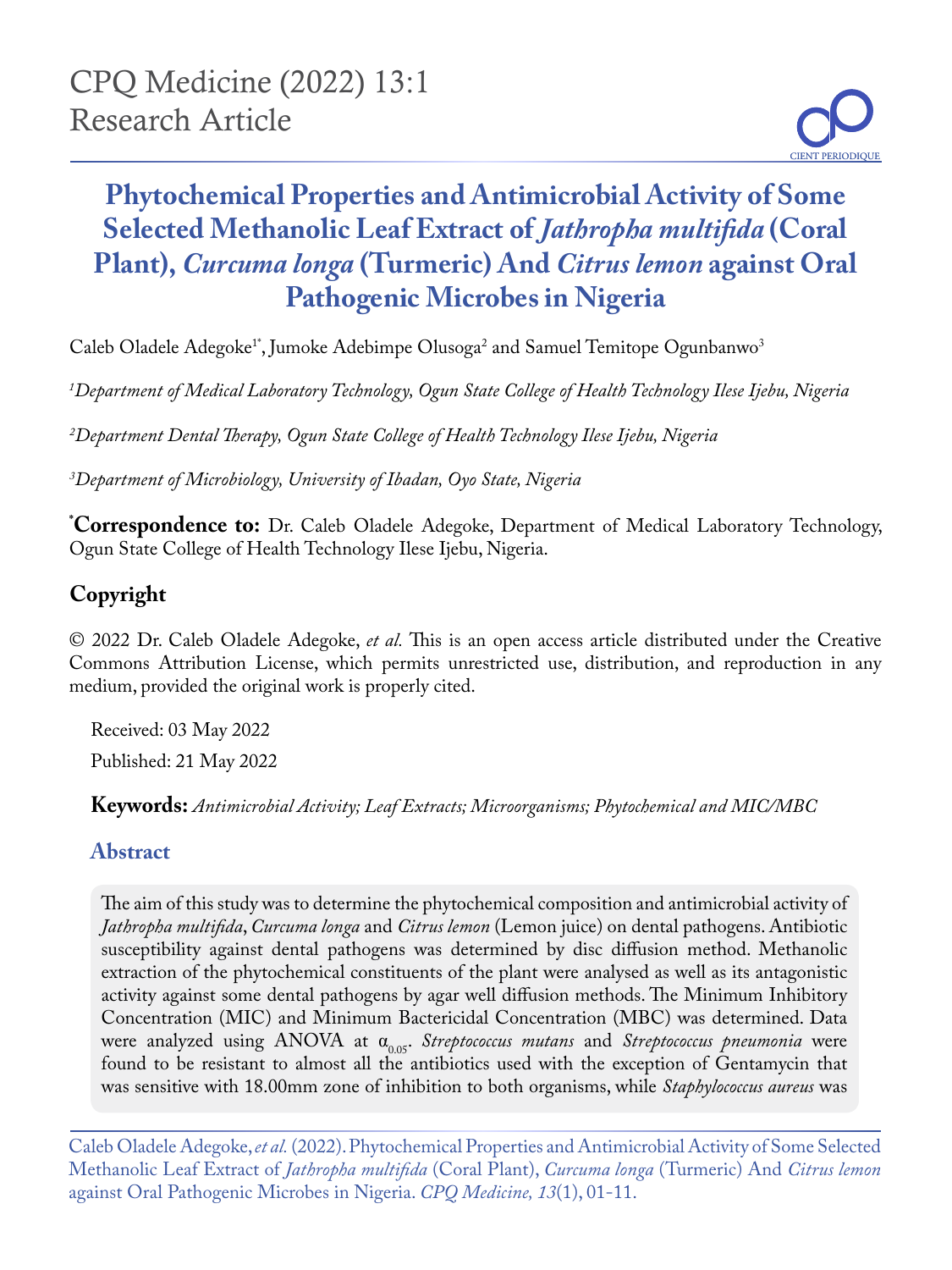# Phytochemical Properties and Antimicrobial Activity of Some Selected Methanolic Leaf Extract of *Jathropha multifida* (Coral Plant), *Curcuma longa* (Turmeric) And *Citrus lemon* against Oral Pathogenic Microbes in Nigeria

Caleb Oladele Adegoke[1*], Jumoke Adebimpe Olusoga[2] and Samuel Temitope Ogunbanwo[3]

[1]*Department of Medical Laboratory Technology, Ogun State College of Health Technology Ilese Ijebu, Nigeria*

[2]*Department Dental Therapy, Ogun State College of Health Technology Ilese Ijebu, Nigeria*

[3]*Department of Microbiology, University of Ibadan, Oyo State, Nigeria*

[*]**Correspondence to:** Dr. Caleb Oladele Adegoke, Department of Medical Laboratory Technology, Ogun State College of Health Technology Ilese Ijebu, Nigeria.

## Copyright

© 2022 Dr. Caleb Oladele Adegoke, *et al.* This is an open access article distributed under the Creative Commons Attribution License, which permits unrestricted use, distribution, and reproduction in any medium, provided the original work is properly cited.

Received: 03 May 2022

Published: 21 May 2022

**Keywords:** *Antimicrobial Activity; Leaf Extracts; Microorganisms; Phytochemical and MIC/MBC*

## Abstract

The aim of this study was to determine the phytochemical composition and antimicrobial activity of *Jathropha multifida*, *Curcuma longa* and *Citrus lemon* (Lemon juice) on dental pathogens. Antibiotic susceptibility against dental pathogens was determined by disc diffusion method. Methanolic extraction of the phytochemical constituents of the plant were analysed as well as its antagonistic activity against some dental pathogens by agar well diffusion methods. The Minimum Inhibitory Concentration (MIC) and Minimum Bactericidal Concentration (MBC) was determined. Data were analyzed using ANOVA at $\alpha_{0.05}$. *Streptococcus mutans* and *Streptococcus pneumonia* were found to be resistant to almost all the antibiotics used with the exception of Gentamycin that was sensitive with 18.00mm zone of inhibition to both organisms, while *Staphylococcus aureus* was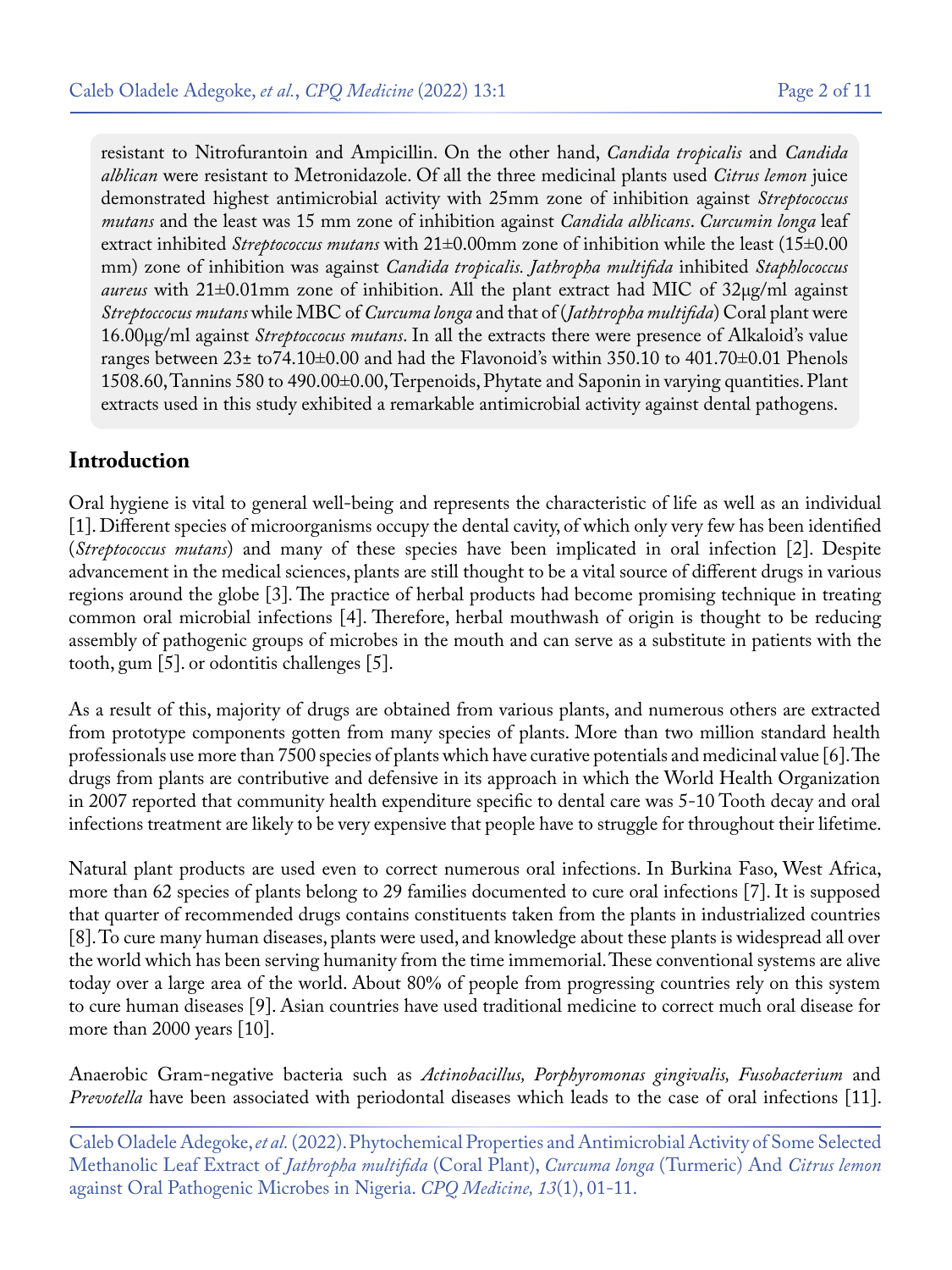resistant to Nitrofurantoin and Ampicillin. On the other hand, *Candida tropicalis* and *Candida alblican* were resistant to Metronidazole. Of all the three medicinal plants used *Citrus lemon* juice demonstrated highest antimicrobial activity with 25mm zone of inhibition against *Streptococcus mutans* and the least was 15 mm zone of inhibition against *Candida alblicans*. *Curcumin longa* leaf extract inhibited *Streptococcus mutans* with 21±0.00mm zone of inhibition while the least (15±0.00 mm) zone of inhibition was against *Candida tropicalis*. *Jathropha multifida* inhibited *Staphlococcus aureus* with 21±0.01mm zone of inhibition. All the plant extract had MIC of 32µg/ml against *Streptoccocus mutans* while MBC of *Curcuma longa* and that of (*Jathtropha multifida*) Coral plant were 16.00µg/ml against *Streptoccocus mutans*. In all the extracts there were presence of Alkaloid's value ranges between 23± to74.10±0.00 and had the Flavonoid's within 350.10 to 401.70±0.01 Phenols 1508.60, Tannins 580 to 490.00±0.00, Terpenoids, Phytate and Saponin in varying quantities. Plant extracts used in this study exhibited a remarkable antimicrobial activity against dental pathogens.

## Introduction

Oral hygiene is vital to general well-being and represents the characteristic of life as well as an individual [1]. Different species of microorganisms occupy the dental cavity, of which only very few has been identified (*Streptococcus mutans*) and many of these species have been implicated in oral infection [2]. Despite advancement in the medical sciences, plants are still thought to be a vital source of different drugs in various regions around the globe [3]. The practice of herbal products had become promising technique in treating common oral microbial infections [4]. Therefore, herbal mouthwash of origin is thought to be reducing assembly of pathogenic groups of microbes in the mouth and can serve as a substitute in patients with the tooth, gum [5]. or odontitis challenges [5].

As a result of this, majority of drugs are obtained from various plants, and numerous others are extracted from prototype components gotten from many species of plants. More than two million standard health professionals use more than 7500 species of plants which have curative potentials and medicinal value [6]. The drugs from plants are contributive and defensive in its approach in which the World Health Organization in 2007 reported that community health expenditure specific to dental care was 5-10 Tooth decay and oral infections treatment are likely to be very expensive that people have to struggle for throughout their lifetime.

Natural plant products are used even to correct numerous oral infections. In Burkina Faso, West Africa, more than 62 species of plants belong to 29 families documented to cure oral infections [7]. It is supposed that quarter of recommended drugs contains constituents taken from the plants in industrialized countries [8]. To cure many human diseases, plants were used, and knowledge about these plants is widespread all over the world which has been serving humanity from the time immemorial. These conventional systems are alive today over a large area of the world. About 80% of people from progressing countries rely on this system to cure human diseases [9]. Asian countries have used traditional medicine to correct much oral disease for more than 2000 years [10].

Anaerobic Gram-negative bacteria such as *Actinobacillus, Porphyromonas gingivalis, Fusobacterium* and *Prevotella* have been associated with periodontal diseases which leads to the case of oral infections [11].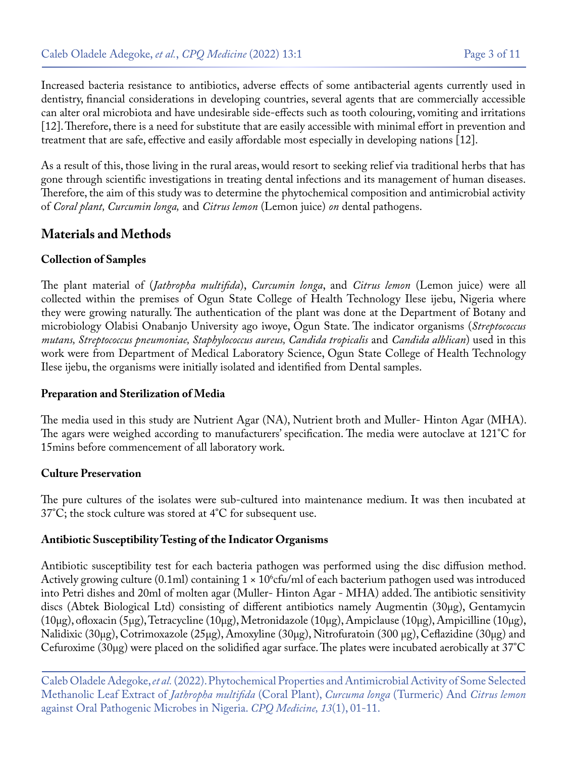Increased bacteria resistance to antibiotics, adverse effects of some antibacterial agents currently used in dentistry, financial considerations in developing countries, several agents that are commercially accessible can alter oral microbiota and have undesirable side-effects such as tooth colouring, vomiting and irritations [12]. Therefore, there is a need for substitute that are easily accessible with minimal effort in prevention and treatment that are safe, effective and easily affordable most especially in developing nations [12].

As a result of this, those living in the rural areas, would resort to seeking relief via traditional herbs that has gone through scientific investigations in treating dental infections and its management of human diseases. Therefore, the aim of this study was to determine the phytochemical composition and antimicrobial activity of *Coral plant, Curcumin longa,* and *Citrus lemon* (Lemon juice) *on* dental pathogens.

## Materials and Methods

### Collection of Samples

The plant material of (*Jathropha multifida*), *Curcumin longa*, and *Citrus lemon* (Lemon juice) were all collected within the premises of Ogun State College of Health Technology Ilese ijebu, Nigeria where they were growing naturally. The authentication of the plant was done at the Department of Botany and microbiology Olabisi Onabanjo University ago iwoye, Ogun State. The indicator organisms (*Streptococcus mutans, Streptococcus pneumoniae, Staphylococcus aureus, Candida tropicalis* and *Candida alblican*) used in this work were from Department of Medical Laboratory Science, Ogun State College of Health Technology Ilese ijebu, the organisms were initially isolated and identified from Dental samples.

### Preparation and Sterilization of Media

The media used in this study are Nutrient Agar (NA), Nutrient broth and Muller- Hinton Agar (MHA). The agars were weighed according to manufacturers' specification. The media were autoclave at 121°C for 15mins before commencement of all laboratory work.

### Culture Preservation

The pure cultures of the isolates were sub-cultured into maintenance medium. It was then incubated at 37°C; the stock culture was stored at 4°C for subsequent use.

### Antibiotic Susceptibility Testing of the Indicator Organisms

Antibiotic susceptibility test for each bacteria pathogen was performed using the disc diffusion method. Actively growing culture (0.1ml) containing $1 \times 10^6$cfu/ml of each bacterium pathogen used was introduced into Petri dishes and 20ml of molten agar (Muller- Hinton Agar - MHA) added. The antibiotic sensitivity discs (Abtek Biological Ltd) consisting of different antibiotics namely Augmentin (30µg), Gentamycin (10µg), ofloxacin (5µg), Tetracycline (10µg), Metronidazole (10µg), Ampiclause (10µg), Ampicilline (10µg), Nalidixic (30µg), Cotrimoxazole (25µg), Amoxyline (30µg), Nitrofuratoin (300 µg), Ceflazidine (30µg) and Cefuroxime (30µg) were placed on the solidified agar surface. The plates were incubated aerobically at 37°C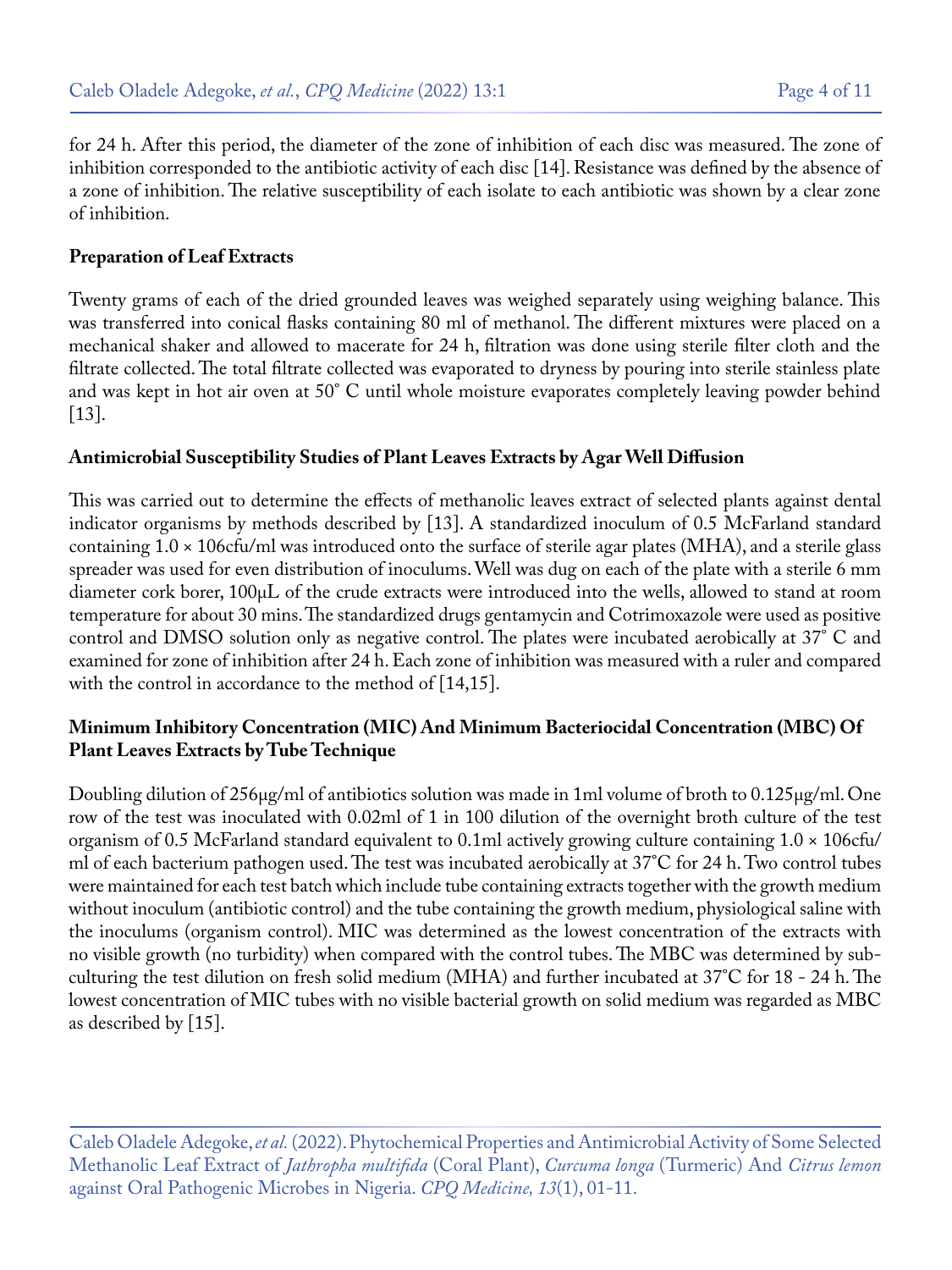for 24 h. After this period, the diameter of the zone of inhibition of each disc was measured. The zone of inhibition corresponded to the antibiotic activity of each disc [14]. Resistance was defined by the absence of a zone of inhibition. The relative susceptibility of each isolate to each antibiotic was shown by a clear zone of inhibition.

### Preparation of Leaf Extracts

Twenty grams of each of the dried grounded leaves was weighed separately using weighing balance. This was transferred into conical flasks containing 80 ml of methanol. The different mixtures were placed on a mechanical shaker and allowed to macerate for 24 h, filtration was done using sterile filter cloth and the filtrate collected. The total filtrate collected was evaporated to dryness by pouring into sterile stainless plate and was kept in hot air oven at 50˚ C until whole moisture evaporates completely leaving powder behind [13].

### Antimicrobial Susceptibility Studies of Plant Leaves Extracts by Agar Well Diffusion

This was carried out to determine the effects of methanolic leaves extract of selected plants against dental indicator organisms by methods described by [13]. A standardized inoculum of 0.5 McFarland standard containing 1.0 × 106cfu/ml was introduced onto the surface of sterile agar plates (MHA), and a sterile glass spreader was used for even distribution of inoculums. Well was dug on each of the plate with a sterile 6 mm diameter cork borer, 100μL of the crude extracts were introduced into the wells, allowed to stand at room temperature for about 30 mins. The standardized drugs gentamycin and Cotrimoxazole were used as positive control and DMSO solution only as negative control. The plates were incubated aerobically at 37˚ C and examined for zone of inhibition after 24 h. Each zone of inhibition was measured with a ruler and compared with the control in accordance to the method of [14,15].

### Minimum Inhibitory Concentration (MIC) And Minimum Bacteriocidal Concentration (MBC) Of Plant Leaves Extracts by Tube Technique

Doubling dilution of 256μg/ml of antibiotics solution was made in 1ml volume of broth to 0.125μg/ml. One row of the test was inoculated with 0.02ml of 1 in 100 dilution of the overnight broth culture of the test organism of 0.5 McFarland standard equivalent to 0.1ml actively growing culture containing 1.0 × 106cfu/ml of each bacterium pathogen used. The test was incubated aerobically at 37˚C for 24 h. Two control tubes were maintained for each test batch which include tube containing extracts together with the growth medium without inoculum (antibiotic control) and the tube containing the growth medium, physiological saline with the inoculums (organism control). MIC was determined as the lowest concentration of the extracts with no visible growth (no turbidity) when compared with the control tubes. The MBC was determined by sub-culturing the test dilution on fresh solid medium (MHA) and further incubated at 37˚C for 18 - 24 h. The lowest concentration of MIC tubes with no visible bacterial growth on solid medium was regarded as MBC as described by [15].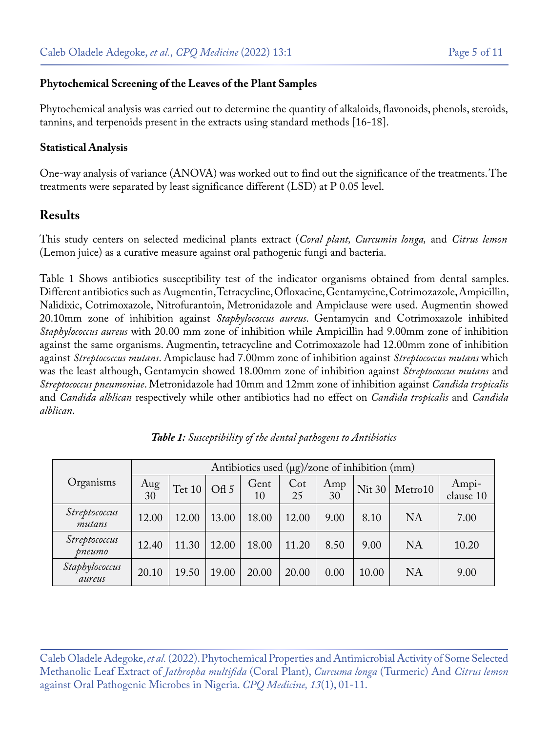### Phytochemical Screening of the Leaves of the Plant Samples

Phytochemical analysis was carried out to determine the quantity of alkaloids, flavonoids, phenols, steroids, tannins, and terpenoids present in the extracts using standard methods [16-18].

### Statistical Analysis

One-way analysis of variance (ANOVA) was worked out to find out the significance of the treatments. The treatments were separated by least significance different (LSD) at P 0.05 level.

## Results

This study centers on selected medicinal plants extract (*Coral plant, Curcumin longa,* and *Citrus lemon* (Lemon juice) as a curative measure against oral pathogenic fungi and bacteria.

Table 1 Shows antibiotics susceptibility test of the indicator organisms obtained from dental samples. Different antibiotics such as Augmentin, Tetracycline, Ofloxacine, Gentamycine, Cotrimozazole, Ampicillin, Nalidixic, Cotrimoxazole, Nitrofurantoin, Metronidazole and Ampiclause were used. Augmentin showed 20.10mm zone of inhibition against *Staphylococcus aureus*. Gentamycin and Cotrimoxazole inhibited *Staphylococcus aureus* with 20.00 mm zone of inhibition while Ampicillin had 9.00mm zone of inhibition against the same organisms. Augmentin, tetracycline and Cotrimoxazole had 12.00mm zone of inhibition against *Streptococcus mutans*. Ampiclause had 7.00mm zone of inhibition against *Streptococcus mutans* which was the least although, Gentamycin showed 18.00mm zone of inhibition against *Streptococcus mutans* and *Streptococcus pneumoniae*. Metronidazole had 10mm and 12mm zone of inhibition against *Candida tropicalis* and *Candida alblican* respectively while other antibiotics had no effect on *Candida tropicalis* and *Candida alblican*.

***Table 1:*** *Susceptibility of the dental pathogens to Antibiotics*

| Organisms | Antibiotics used (μg)/zone of inhibition (mm) | | | | | | | | |
|---|---|---|---|---|---|---|---|---|---|
| | Aug 30 | Tet 10 | Ofl 5 | Gent 10 | Cot 25 | Amp 30 | Nit 30 | Metro10 | Ampi-clause 10 |
| *Streptococcus mutans* | 12.00 | 12.00 | 13.00 | 18.00 | 12.00 | 9.00 | 8.10 | NA | 7.00 |
| *Streptococcus pneumo* | 12.40 | 11.30 | 12.00 | 18.00 | 11.20 | 8.50 | 9.00 | NA | 10.20 |
| *Staphylococcus aureus* | 20.10 | 19.50 | 19.00 | 20.00 | 20.00 | 0.00 | 10.00 | NA | 9.00 |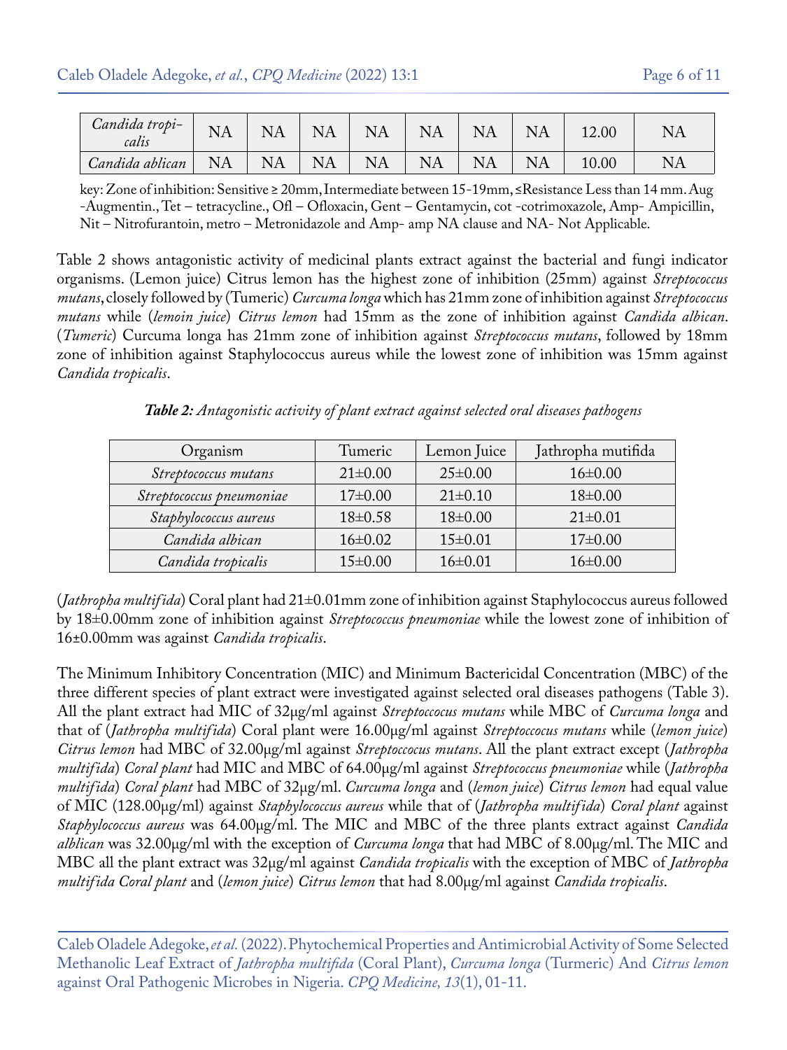| *Candida tropicalis* | NA | NA | NA | NA | NA | NA | NA | 12.00 | NA |
|---|---|---|---|---|---|---|---|---|---|
| *Candida ablican* | NA | NA | NA | NA | NA | NA | NA | 10.00 | NA |

key: Zone of inhibition: Sensitive ≥ 20mm, Intermediate between 15-19mm, ≤Resistance Less than 14 mm. Aug -Augmentin., Tet – tetracycline., Ofl – Ofloxacin, Gent – Gentamycin, cot -cotrimoxazole, Amp- Ampicillin, Nit – Nitrofurantoin, metro – Metronidazole and Amp- amp NA clause and NA- Not Applicable.

Table 2 shows antagonistic activity of medicinal plants extract against the bacterial and fungi indicator organisms. (Lemon juice) Citrus lemon has the highest zone of inhibition (25mm) against *Streptococcus mutans*, closely followed by (Tumeric) *Curcuma longa* which has 21mm zone of inhibition against *Streptococcus mutans* while (*lemoin juice*) *Citrus lemon* had 15mm as the zone of inhibition against *Candida albican*. (*Tumeric*) Curcuma longa has 21mm zone of inhibition against *Streptococcus mutans*, followed by 18mm zone of inhibition against Staphylococcus aureus while the lowest zone of inhibition was 15mm against *Candida tropicalis*.

***Table 2:*** *Antagonistic activity of plant extract against selected oral diseases pathogens*

| Organism | Tumeric | Lemon Juice | Jathropha mutifida |
|---|---|---|---|
| *Streptococcus mutans* | 21±0.00 | 25±0.00 | 16±0.00 |
| *Streptococcus pneumoniae* | 17±0.00 | 21±0.10 | 18±0.00 |
| *Staphylococcus aureus* | 18±0.58 | 18±0.00 | 21±0.01 |
| *Candida albican* | 16±0.02 | 15±0.01 | 17±0.00 |
| *Candida tropicalis* | 15±0.00 | 16±0.01 | 16±0.00 |

(*Jathropha multifida*) Coral plant had 21±0.01mm zone of inhibition against Staphylococcus aureus followed by 18±0.00mm zone of inhibition against *Streptococcus pneumoniae* while the lowest zone of inhibition of 16±0.00mm was against *Candida tropicalis*.

The Minimum Inhibitory Concentration (MIC) and Minimum Bactericidal Concentration (MBC) of the three different species of plant extract were investigated against selected oral diseases pathogens (Table 3). All the plant extract had MIC of 32µg/ml against *Streptoccocus mutans* while MBC of *Curcuma longa* and that of (*Jathropha multifida*) Coral plant were 16.00µg/ml against *Streptoccocus mutans* while (*lemon juice*) *Citrus lemon* had MBC of 32.00µg/ml against *Streptoccocus mutans*. All the plant extract except (*Jathropha multifida*) *Coral plant* had MIC and MBC of 64.00µg/ml against *Streptococcus pneumoniae* while (*Jathropha multifida*) *Coral plant* had MBC of 32µg/ml. *Curcuma longa* and (*lemon juice*) *Citrus lemon* had equal value of MIC (128.00µg/ml) against *Staphylococcus aureus* while that of (*Jathropha multifida*) *Coral plant* against *Staphylococcus aureus* was 64.00µg/ml. The MIC and MBC of the three plants extract against *Candida alblican* was 32.00µg/ml with the exception of *Curcuma longa* that had MBC of 8.00µg/ml. The MIC and MBC all the plant extract was 32µg/ml against *Candida tropicalis* with the exception of MBC of *Jathropha multifida Coral plant* and (*lemon juice*) *Citrus lemon* that had 8.00µg/ml against *Candida tropicalis*.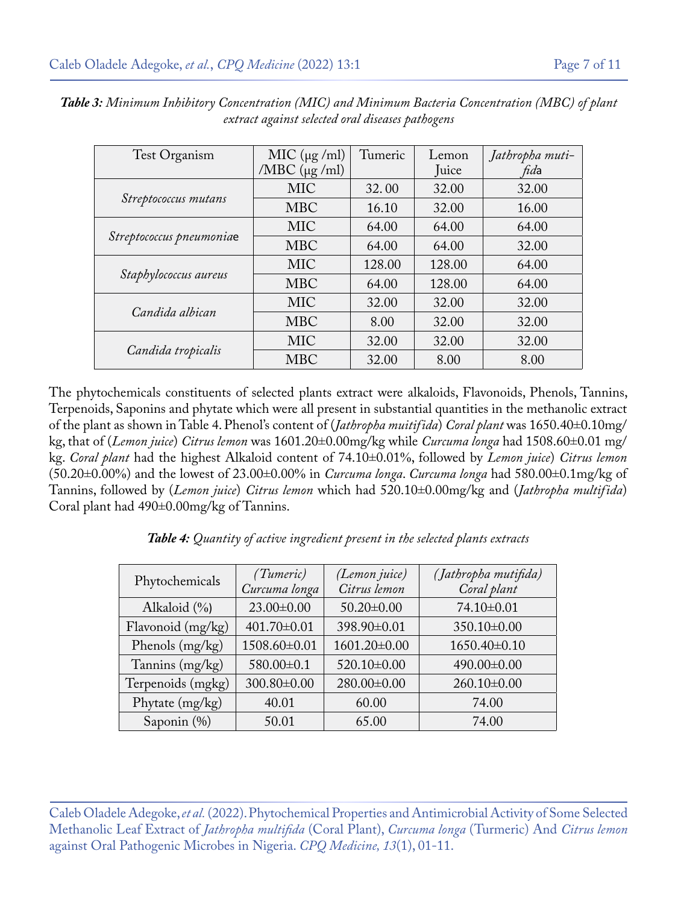***Table 3:** Minimum Inhibitory Concentration (MIC) and Minimum Bacteria Concentration (MBC) of plant extract against selected oral diseases pathogens*

| Test Organism | MIC (μg /ml) /MBC (μg /ml) | Tumeric | Lemon Juice | *Jathropha mutifida* |
|---|---|---|---|---|
| *Streptococcus mutans* | MIC | 32. 00 | 32.00 | 32.00 |
| | MBC | 16.10 | 32.00 | 16.00 |
| *Streptococcus pneumoniae* | MIC | 64.00 | 64.00 | 64.00 |
| | MBC | 64.00 | 64.00 | 32.00 |
| *Staphylococcus aureus* | MIC | 128.00 | 128.00 | 64.00 |
| | MBC | 64.00 | 128.00 | 64.00 |
| *Candida albican* | MIC | 32.00 | 32.00 | 32.00 |
| | MBC | 8.00 | 32.00 | 32.00 |
| *Candida tropicalis* | MIC | 32.00 | 32.00 | 32.00 |
| | MBC | 32.00 | 8.00 | 8.00 |

The phytochemicals constituents of selected plants extract were alkaloids, Flavonoids, Phenols, Tannins, Terpenoids, Saponins and phytate which were all present in substantial quantities in the methanolic extract of the plant as shown in Table 4. Phenol's content of (*Jathropha muitifida*) *Coral plant* was 1650.40±0.10mg/kg, that of (*Lemon juice*) *Citrus lemon* was 1601.20±0.00mg/kg while *Curcuma longa* had 1508.60±0.01 mg/kg. *Coral plant* had the highest Alkaloid content of 74.10±0.01%, followed by *Lemon juice*) *Citrus lemon* (50.20±0.00%) and the lowest of 23.00±0.00% in *Curcuma longa*. *Curcuma longa* had 580.00±0.1mg/kg of Tannins, followed by (*Lemon juice*) *Citrus lemon* which had 520.10±0.00mg/kg and (*Jathropha multifida*) Coral plant had 490±0.00mg/kg of Tannins.

***Table 4:** Quantity of active ingredient present in the selected plants extracts*

| Phytochemicals | *(Tumeric) Curcuma longa* | *(Lemon juice) Citrus lemon* | *(Jathropha mutifida) Coral plant* |
|---|---|---|---|
| Alkaloid (%) | 23.00±0.00 | 50.20±0.00 | 74.10±0.01 |
| Flavonoid (mg/kg) | 401.70±0.01 | 398.90±0.01 | 350.10±0.00 |
| Phenols (mg/kg) | 1508.60±0.01 | 1601.20±0.00 | 1650.40±0.10 |
| Tannins (mg/kg) | 580.00±0.1 | 520.10±0.00 | 490.00±0.00 |
| Terpenoids (mgkg) | 300.80±0.00 | 280.00±0.00 | 260.10±0.00 |
| Phytate (mg/kg) | 40.01 | 60.00 | 74.00 |
| Saponin (%) | 50.01 | 65.00 | 74.00 |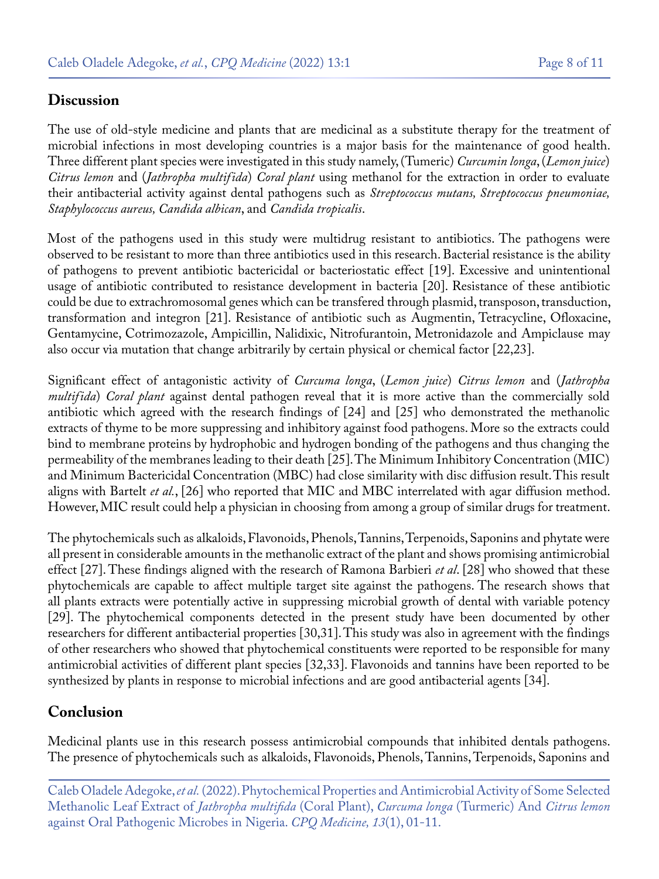## Discussion

The use of old-style medicine and plants that are medicinal as a substitute therapy for the treatment of microbial infections in most developing countries is a major basis for the maintenance of good health. Three different plant species were investigated in this study namely, (Tumeric) *Curcumin longa*, (*Lemon juice*) *Citrus lemon* and (*Jathropha multifida*) *Coral plant* using methanol for the extraction in order to evaluate their antibacterial activity against dental pathogens such as *Streptococcus mutans, Streptococcus pneumoniae, Staphylococcus aureus, Candida albican*, and *Candida tropicalis*.

Most of the pathogens used in this study were multidrug resistant to antibiotics. The pathogens were observed to be resistant to more than three antibiotics used in this research. Bacterial resistance is the ability of pathogens to prevent antibiotic bactericidal or bacteriostatic effect [19]. Excessive and unintentional usage of antibiotic contributed to resistance development in bacteria [20]. Resistance of these antibiotic could be due to extrachromosomal genes which can be transfered through plasmid, transposon, transduction, transformation and integron [21]. Resistance of antibiotic such as Augmentin, Tetracycline, Ofloxacine, Gentamycine, Cotrimozazole, Ampicillin, Nalidixic, Nitrofurantoin, Metronidazole and Ampiclause may also occur via mutation that change arbitrarily by certain physical or chemical factor [22,23].

Significant effect of antagonistic activity of *Curcuma longa*, (*Lemon juice*) *Citrus lemon* and (*Jathropha multifida*) *Coral plant* against dental pathogen reveal that it is more active than the commercially sold antibiotic which agreed with the research findings of [24] and [25] who demonstrated the methanolic extracts of thyme to be more suppressing and inhibitory against food pathogens. More so the extracts could bind to membrane proteins by hydrophobic and hydrogen bonding of the pathogens and thus changing the permeability of the membranes leading to their death [25]. The Minimum Inhibitory Concentration (MIC) and Minimum Bactericidal Concentration (MBC) had close similarity with disc diffusion result. This result aligns with Bartelt *et al.*, [26] who reported that MIC and MBC interrelated with agar diffusion method. However, MIC result could help a physician in choosing from among a group of similar drugs for treatment.

The phytochemicals such as alkaloids, Flavonoids, Phenols, Tannins, Terpenoids, Saponins and phytate were all present in considerable amounts in the methanolic extract of the plant and shows promising antimicrobial effect [27]. These findings aligned with the research of Ramona Barbieri *et al.* [28] who showed that these phytochemicals are capable to affect multiple target site against the pathogens. The research shows that all plants extracts were potentially active in suppressing microbial growth of dental with variable potency [29]. The phytochemical components detected in the present study have been documented by other researchers for different antibacterial properties [30,31]. This study was also in agreement with the findings of other researchers who showed that phytochemical constituents were reported to be responsible for many antimicrobial activities of different plant species [32,33]. Flavonoids and tannins have been reported to be synthesized by plants in response to microbial infections and are good antibacterial agents [34].

## Conclusion

Medicinal plants use in this research possess antimicrobial compounds that inhibited dentals pathogens. The presence of phytochemicals such as alkaloids, Flavonoids, Phenols, Tannins, Terpenoids, Saponins and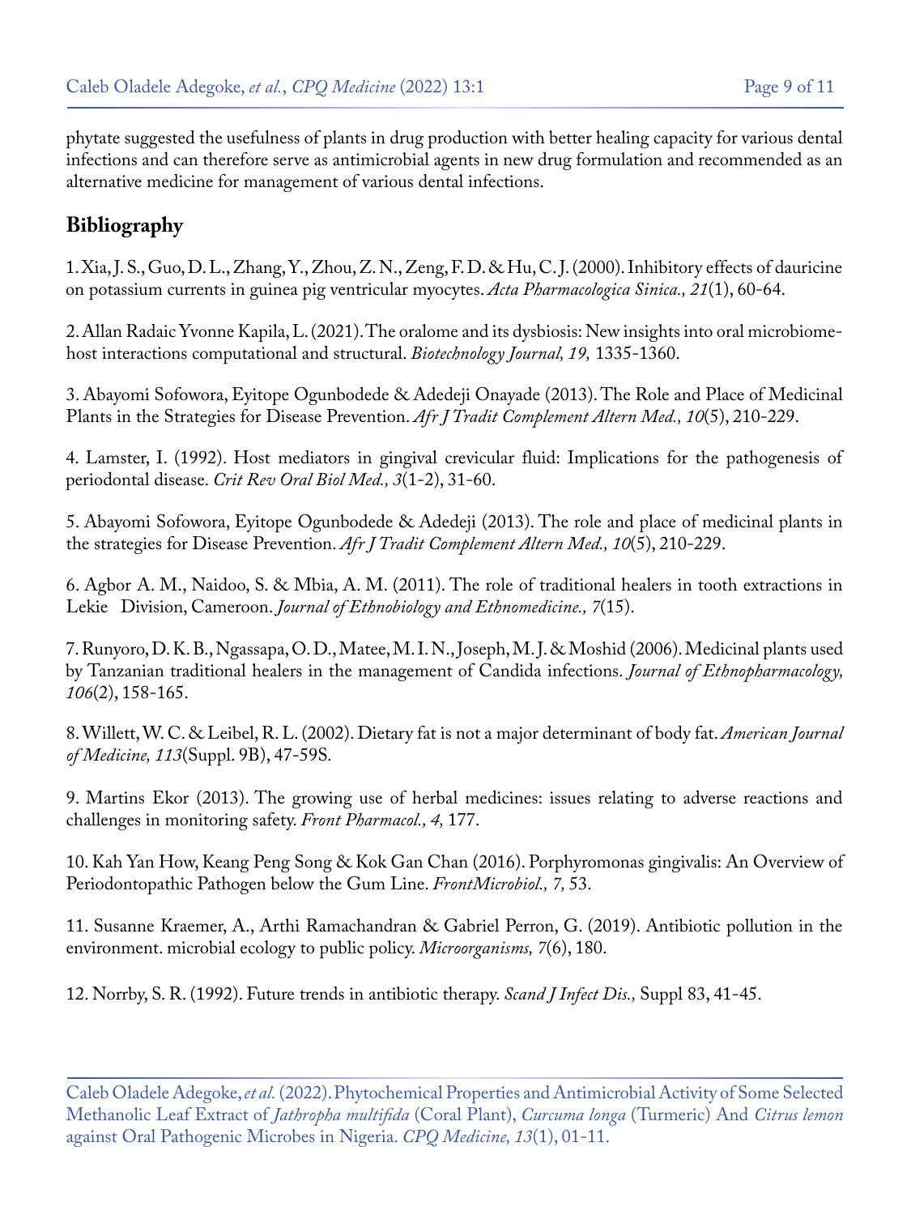phytate suggested the usefulness of plants in drug production with better healing capacity for various dental infections and can therefore serve as antimicrobial agents in new drug formulation and recommended as an alternative medicine for management of various dental infections.

## Bibliography

1. Xia, J. S., Guo, D. L., Zhang, Y., Zhou, Z. N., Zeng, F. D. & Hu, C. J. (2000). Inhibitory effects of dauricine on potassium currents in guinea pig ventricular myocytes. *Acta Pharmacologica Sinica., 21*(1), 60-64.

2. Allan Radaic Yvonne Kapila, L. (2021). The oralome and its dysbiosis: New insights into oral microbiome-host interactions computational and structural. *Biotechnology Journal, 19,* 1335-1360.

3. Abayomi Sofowora, Eyitope Ogunbodede & Adedeji Onayade (2013). The Role and Place of Medicinal Plants in the Strategies for Disease Prevention. *Afr J Tradit Complement Altern Med., 10*(5), 210-229.

4. Lamster, I. (1992). Host mediators in gingival crevicular fluid: Implications for the pathogenesis of periodontal disease. *Crit Rev Oral Biol Med., 3*(1-2), 31-60.

5. Abayomi Sofowora, Eyitope Ogunbodede & Adedeji (2013). The role and place of medicinal plants in the strategies for Disease Prevention. *Afr J Tradit Complement Altern Med., 10*(5), 210-229.

6. Agbor A. M., Naidoo, S. & Mbia, A. M. (2011). The role of traditional healers in tooth extractions in Lekie Division, Cameroon. *Journal of Ethnobiology and Ethnomedicine., 7*(15).

7. Runyoro, D. K. B., Ngassapa, O. D., Matee, M. I. N., Joseph, M. J. & Moshid (2006). Medicinal plants used by Tanzanian traditional healers in the management of Candida infections. *Journal of Ethnopharmacology, 106*(2), 158-165.

8. Willett, W. C. & Leibel, R. L. (2002). Dietary fat is not a major determinant of body fat. *American Journal of Medicine, 113*(Suppl. 9B), 47-59S.

9. Martins Ekor (2013). The growing use of herbal medicines: issues relating to adverse reactions and challenges in monitoring safety. *Front Pharmacol., 4,* 177.

10. Kah Yan How, Keang Peng Song & Kok Gan Chan (2016). Porphyromonas gingivalis: An Overview of Periodontopathic Pathogen below the Gum Line. *FrontMicrobiol., 7,* 53.

11. Susanne Kraemer, A., Arthi Ramachandran & Gabriel Perron, G. (2019). Antibiotic pollution in the environment. microbial ecology to public policy. *Microorganisms, 7*(6), 180.

12. Norrby, S. R. (1992). Future trends in antibiotic therapy. *Scand J Infect Dis.,* Suppl 83, 41-45.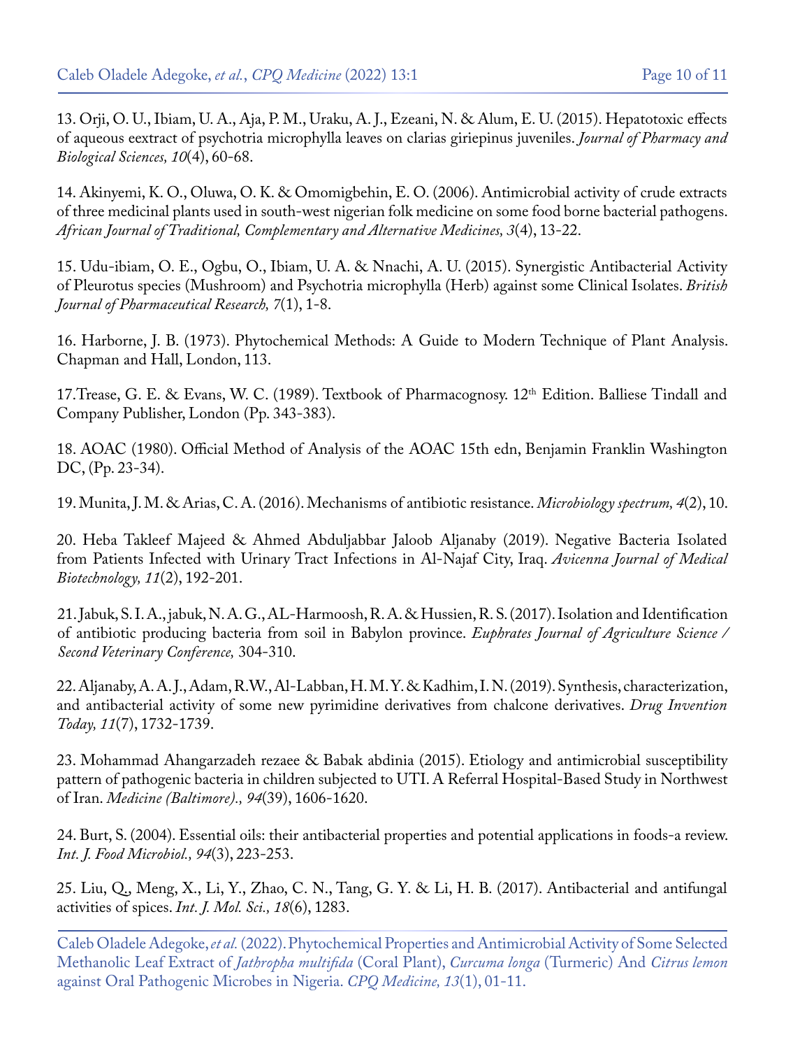13. Orji, O. U., Ibiam, U. A., Aja, P. M., Uraku, A. J., Ezeani, N. & Alum, E. U. (2015). Hepatotoxic effects of aqueous eextract of psychotria microphylla leaves on clarias giriepinus juveniles. *Journal of Pharmacy and Biological Sciences, 10*(4), 60-68.

14. Akinyemi, K. O., Oluwa, O. K. & Omomigbehin, E. O. (2006). Antimicrobial activity of crude extracts of three medicinal plants used in south-west nigerian folk medicine on some food borne bacterial pathogens. *African Journal of Traditional, Complementary and Alternative Medicines, 3*(4), 13-22.

15. Udu-ibiam, O. E., Ogbu, O., Ibiam, U. A. & Nnachi, A. U. (2015). Synergistic Antibacterial Activity of Pleurotus species (Mushroom) and Psychotria microphylla (Herb) against some Clinical Isolates. *British Journal of Pharmaceutical Research, 7*(1), 1-8.

16. Harborne, J. B. (1973). Phytochemical Methods: A Guide to Modern Technique of Plant Analysis. Chapman and Hall, London, 113.

17.Trease, G. E. & Evans, W. C. (1989). Textbook of Pharmacognosy. 12th Edition. Balliese Tindall and Company Publisher, London (Pp. 343-383).

18. AOAC (1980). Official Method of Analysis of the AOAC 15th edn, Benjamin Franklin Washington DC, (Pp. 23-34).

19. Munita, J. M. & Arias, C. A. (2016). Mechanisms of antibiotic resistance. *Microbiology spectrum, 4*(2), 10.

20. Heba Takleef Majeed & Ahmed Abduljabbar Jaloob Aljanaby (2019). Negative Bacteria Isolated from Patients Infected with Urinary Tract Infections in Al-Najaf City, Iraq. *Avicenna Journal of Medical Biotechnology, 11*(2), 192-201.

21. Jabuk, S. I. A., jabuk, N. A. G., AL-Harmoosh, R. A. & Hussien, R. S. (2017). Isolation and Identification of antibiotic producing bacteria from soil in Babylon province. *Euphrates Journal of Agriculture Science / Second Veterinary Conference,* 304-310.

22. Aljanaby, A. A. J., Adam, R.W., Al-Labban, H. M. Y. & Kadhim, I. N. (2019). Synthesis, characterization, and antibacterial activity of some new pyrimidine derivatives from chalcone derivatives. *Drug Invention Today, 11*(7), 1732-1739.

23. Mohammad Ahangarzadeh rezaee & Babak abdinia (2015). Etiology and antimicrobial susceptibility pattern of pathogenic bacteria in children subjected to UTI. A Referral Hospital-Based Study in Northwest of Iran. *Medicine (Baltimore)., 94*(39), 1606-1620.

24. Burt, S. (2004). Essential oils: their antibacterial properties and potential applications in foods-a review. *Int. J. Food Microbiol., 94*(3), 223-253.

25. Liu, Q., Meng, X., Li, Y., Zhao, C. N., Tang, G. Y. & Li, H. B. (2017). Antibacterial and antifungal activities of spices. *Int. J. Mol. Sci., 18*(6), 1283.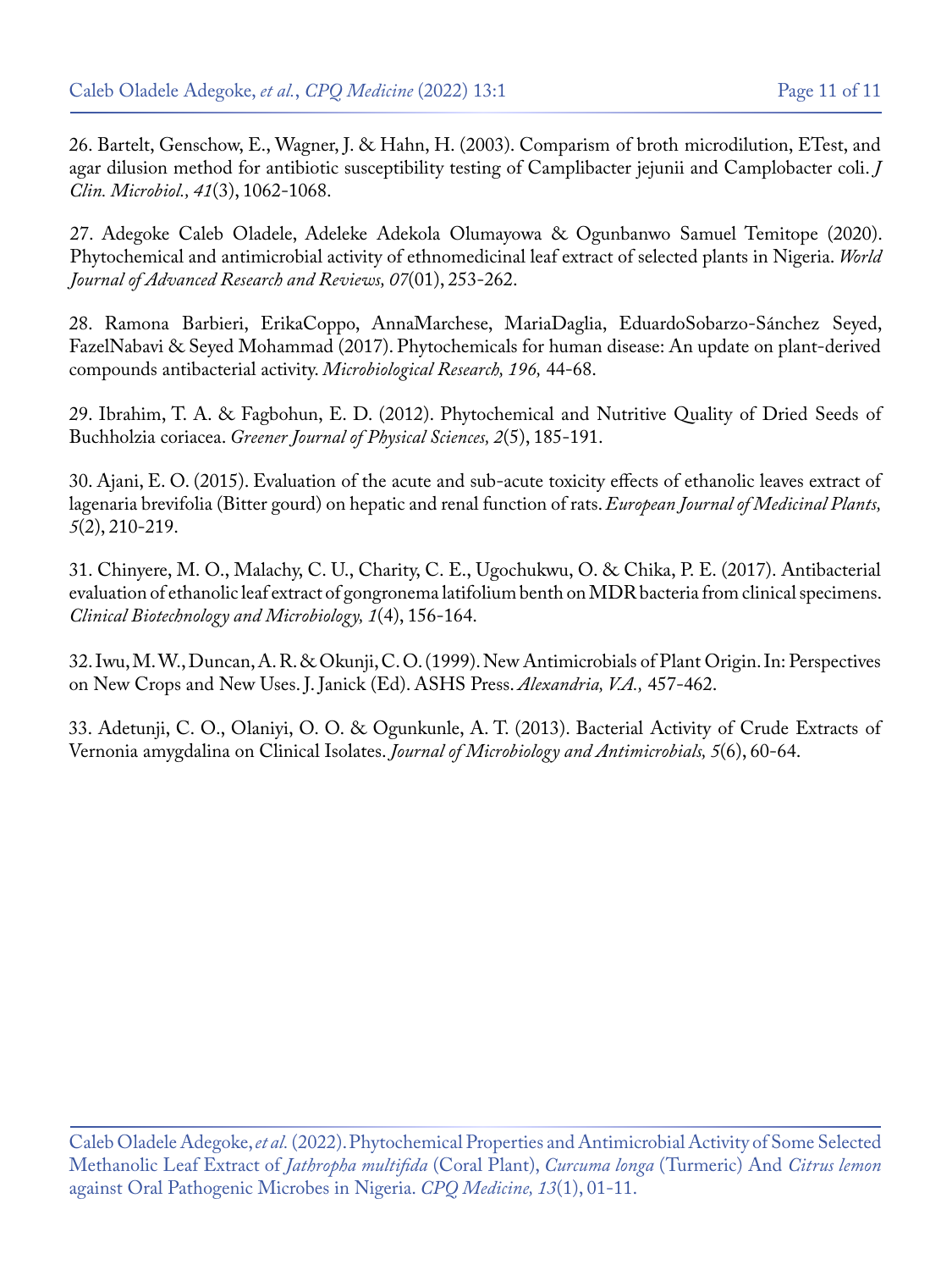26. Bartelt, Genschow, E., Wagner, J. & Hahn, H. (2003). Comparism of broth microdilution, ETest, and agar dilusion method for antibiotic susceptibility testing of Camplibacter jejunii and Camplobacter coli. *J Clin. Microbiol., 41*(3), 1062-1068.

27. Adegoke Caleb Oladele, Adeleke Adekola Olumayowa & Ogunbanwo Samuel Temitope (2020). Phytochemical and antimicrobial activity of ethnomedicinal leaf extract of selected plants in Nigeria. *World Journal of Advanced Research and Reviews, 07*(01), 253-262.

28. Ramona Barbieri, ErikaCoppo, AnnaMarchese, MariaDaglia, EduardoSobarzo-Sánchez Seyed, FazelNabavi & Seyed Mohammad (2017). Phytochemicals for human disease: An update on plant-derived compounds antibacterial activity. *Microbiological Research, 196,* 44-68.

29. Ibrahim, T. A. & Fagbohun, E. D. (2012). Phytochemical and Nutritive Quality of Dried Seeds of Buchholzia coriacea. *Greener Journal of Physical Sciences, 2*(5), 185-191.

30. Ajani, E. O. (2015). Evaluation of the acute and sub-acute toxicity effects of ethanolic leaves extract of lagenaria brevifolia (Bitter gourd) on hepatic and renal function of rats. *European Journal of Medicinal Plants, 5*(2), 210-219.

31. Chinyere, M. O., Malachy, C. U., Charity, C. E., Ugochukwu, O. & Chika, P. E. (2017). Antibacterial evaluation of ethanolic leaf extract of gongronema latifolium benth on MDR bacteria from clinical specimens. *Clinical Biotechnology and Microbiology, 1*(4), 156-164.

32. Iwu, M. W., Duncan, A. R. & Okunji, C. O. (1999). New Antimicrobials of Plant Origin. In: Perspectives on New Crops and New Uses. J. Janick (Ed). ASHS Press. *Alexandria, V.A.,* 457-462.

33. Adetunji, C. O., Olaniyi, O. O. & Ogunkunle, A. T. (2013). Bacterial Activity of Crude Extracts of Vernonia amygdalina on Clinical Isolates. *Journal of Microbiology and Antimicrobials, 5*(6), 60-64.